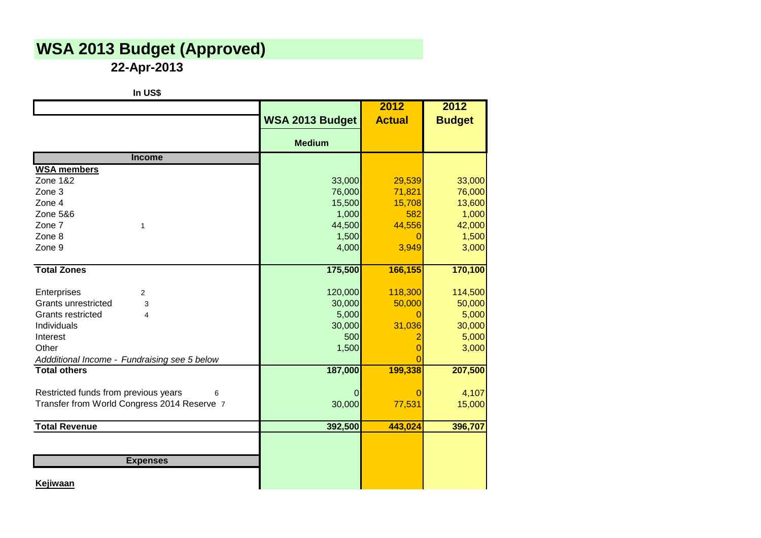# WSA 2013 Budget (Approved)

**22-Apr-2013**

**In US$**

| | WSA 2013 Budget | 2012 Actual | 2012 Budget |
|---|---|---|---|
| | **Medium** | | |
| **Income** | | | |
| **WSA members** | | | |
| Zone 1&2 | 33,000 | 29,539 | 33,000 |
| Zone 3 | 76,000 | 71,821 | 76,000 |
| Zone 4 | 15,500 | 15,708 | 13,600 |
| Zone 5&6 | 1,000 | 582 | 1,000 |
| Zone 7 1 | 44,500 | 44,556 | 42,000 |
| Zone 8 | 1,500 | 0 | 1,500 |
| Zone 9 | 4,000 | 3,949 | 3,000 |
| **Total Zones** | **175,500** | **166,155** | **170,100** |
| Enterprises 2 | 120,000 | 118,300 | 114,500 |
| Grants unrestricted 3 | 30,000 | 50,000 | 50,000 |
| Grants restricted 4 | 5,000 | 0 | 5,000 |
| Individuals | 30,000 | 31,036 | 30,000 |
| Interest | 500 | 2 | 5,000 |
| Other | 1,500 | 0 | 3,000 |
| *Addditional Income - Fundraising see 5 below* | | 0 | |
| **Total others** | **187,000** | **199,338** | **207,500** |
| Restricted funds from previous years 6 | 0 | 0 | 4,107 |
| Transfer from World Congress 2014 Reserve 7 | 30,000 | 77,531 | 15,000 |
| **Total Revenue** | **392,500** | **443,024** | **396,707** |
| **Expenses** | | | |
| **Kejiwaan** | | | |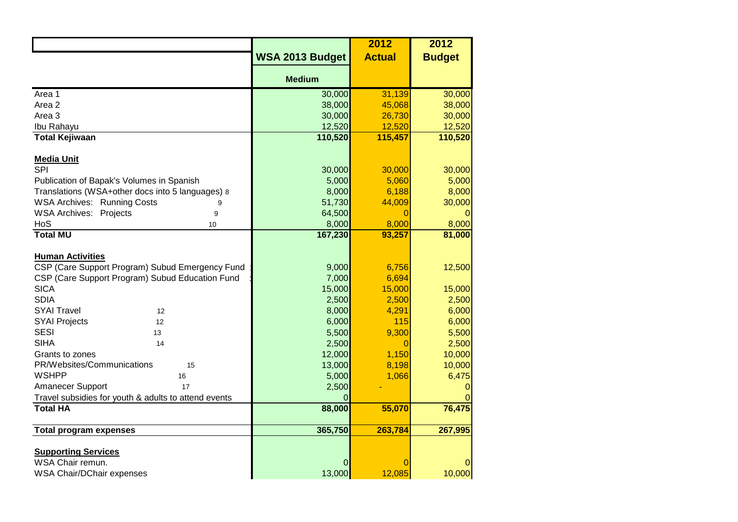| | WSA 2013 Budget | 2012 Actual | 2012 Budget |
|---|---|---|---|
| | **Medium** | | |
| Area 1 | 30,000 | 31,139 | 30,000 |
| Area 2 | 38,000 | 45,068 | 38,000 |
| Area 3 | 30,000 | 26,730 | 30,000 |
| Ibu Rahayu | 12,520 | 12,520 | 12,520 |
| **Total Kejiwaan** | **110,520** | **115,457** | **110,520** |
| | | | |
| **Media Unit** | | | |
| SPI | 30,000 | 30,000 | 30,000 |
| Publication of Bapak's Volumes in Spanish | 5,000 | 5,060 | 5,000 |
| Translations (WSA+other docs into 5 languages) 8 | 8,000 | 6,188 | 8,000 |
| WSA Archives: Running Costs 9 | 51,730 | 44,009 | 30,000 |
| WSA Archives: Projects 9 | 64,500 | 0 | 0 |
| HoS 10 | 8,000 | 8,000 | 8,000 |
| **Total MU** | **167,230** | **93,257** | **81,000** |
| | | | |
| **Human Activities** | | | |
| CSP (Care Support Program) Subud Emergency Fund | 9,000 | 6,756 | 12,500 |
| CSP (Care Support Program) Subud Education Fund | 7,000 | 6,694 | |
| SICA | 15,000 | 15,000 | 15,000 |
| SDIA | 2,500 | 2,500 | 2,500 |
| SYAI Travel 12 | 8,000 | 4,291 | 6,000 |
| SYAI Projects 12 | 6,000 | 115 | 6,000 |
| SESI 13 | 5,500 | 9,300 | 5,500 |
| SIHA 14 | 2,500 | 0 | 2,500 |
| Grants to zones | 12,000 | 1,150 | 10,000 |
| PR/Websites/Communications 15 | 13,000 | 8,198 | 10,000 |
| WSHPP 16 | 5,000 | 1,066 | 6,475 |
| Amanecer Support 17 | 2,500 | - | 0 |
| Travel subsidies for youth & adults to attend events | 0 | | 0 |
| **Total HA** | **88,000** | **55,070** | **76,475** |
| | | | |
| **Total program expenses** | **365,750** | **263,784** | **267,995** |
| | | | |
| **Supporting Services** | | | |
| WSA Chair remun. | 0 | 0 | 0 |
| WSA Chair/DChair expenses | 13,000 | 12,085 | 10,000 |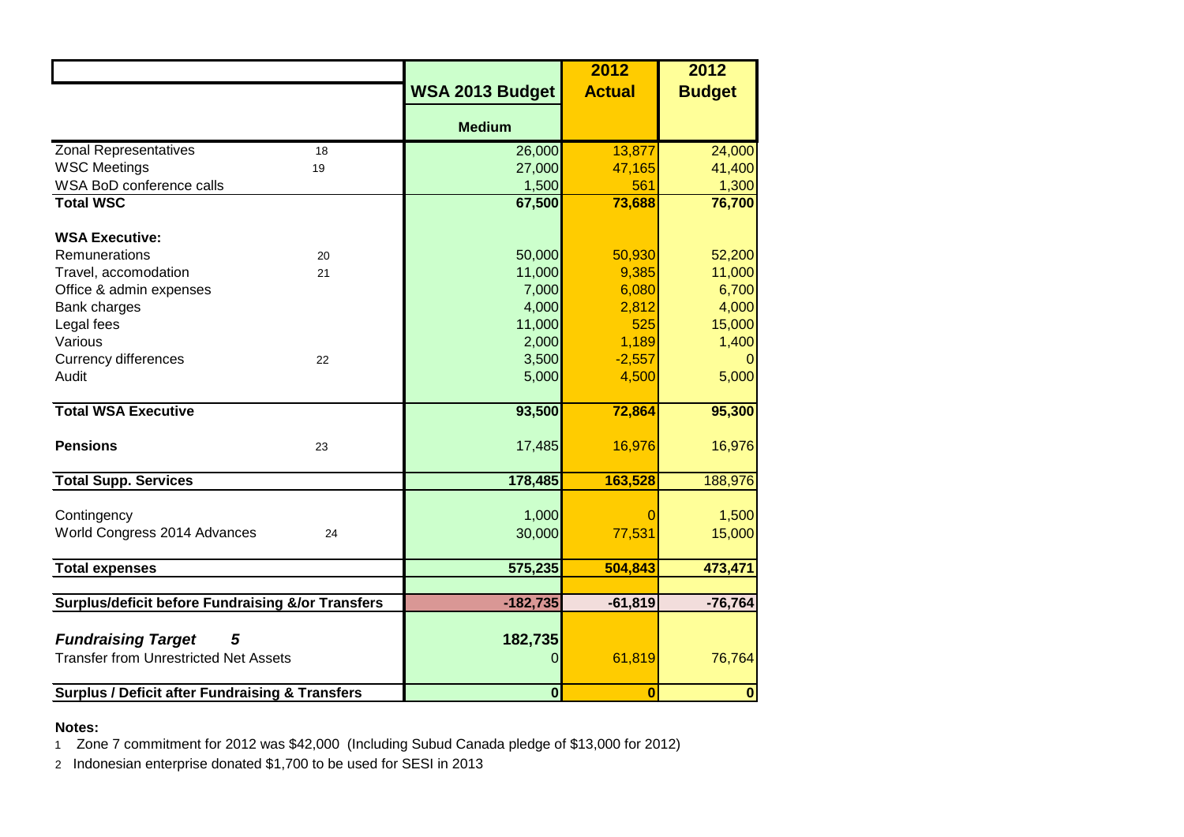| | | WSA 2013 Budget | 2012 Actual | 2012 Budget |
|---|---|---|---|---|
| | | **Medium** | | |
| Zonal Representatives | 18 | 26,000 | 13,877 | 24,000 |
| WSC Meetings | 19 | 27,000 | 47,165 | 41,400 |
| WSA BoD conference calls | | 1,500 | 561 | 1,300 |
| **Total WSC** | | **67,500** | **73,688** | **76,700** |
| | | | | |
| **WSA Executive:** | | | | |
| Remunerations | 20 | 50,000 | 50,930 | 52,200 |
| Travel, accomodation | 21 | 11,000 | 9,385 | 11,000 |
| Office & admin expenses | | 7,000 | 6,080 | 6,700 |
| Bank charges | | 4,000 | 2,812 | 4,000 |
| Legal fees | | 11,000 | 525 | 15,000 |
| Various | | 2,000 | 1,189 | 1,400 |
| Currency differences | 22 | 3,500 | -2,557 | 0 |
| Audit | | 5,000 | 4,500 | 5,000 |
| | | | | |
| **Total WSA Executive** | | **93,500** | **72,864** | **95,300** |
| | | | | |
| **Pensions** | 23 | 17,485 | 16,976 | 16,976 |
| | | | | |
| **Total Supp. Services** | | **178,485** | **163,528** | 188,976 |
| | | | | |
| Contingency | | 1,000 | 0 | 1,500 |
| World Congress 2014 Advances | 24 | 30,000 | 77,531 | 15,000 |
| | | | | |
| **Total expenses** | | **575,235** | **504,843** | **473,471** |
| | | | | |
| **Surplus/deficit before Fundraising &/or Transfers** | | **-182,735** | **-61,819** | **-76,764** |
| | | | | |
| ***Fundraising Target*** | ***5*** | 182,735 | | |
| Transfer from Unrestricted Net Assets | | 0 | 61,819 | 76,764 |
| | | | | |
| **Surplus / Deficit after Fundraising & Transfers** | | **0** | **0** | **0** |

**Notes:**

1 Zone 7 commitment for 2012 was $42,000 (Including Subud Canada pledge of $13,000 for 2012)

2 Indonesian enterprise donated $1,700 to be used for SESI in 2013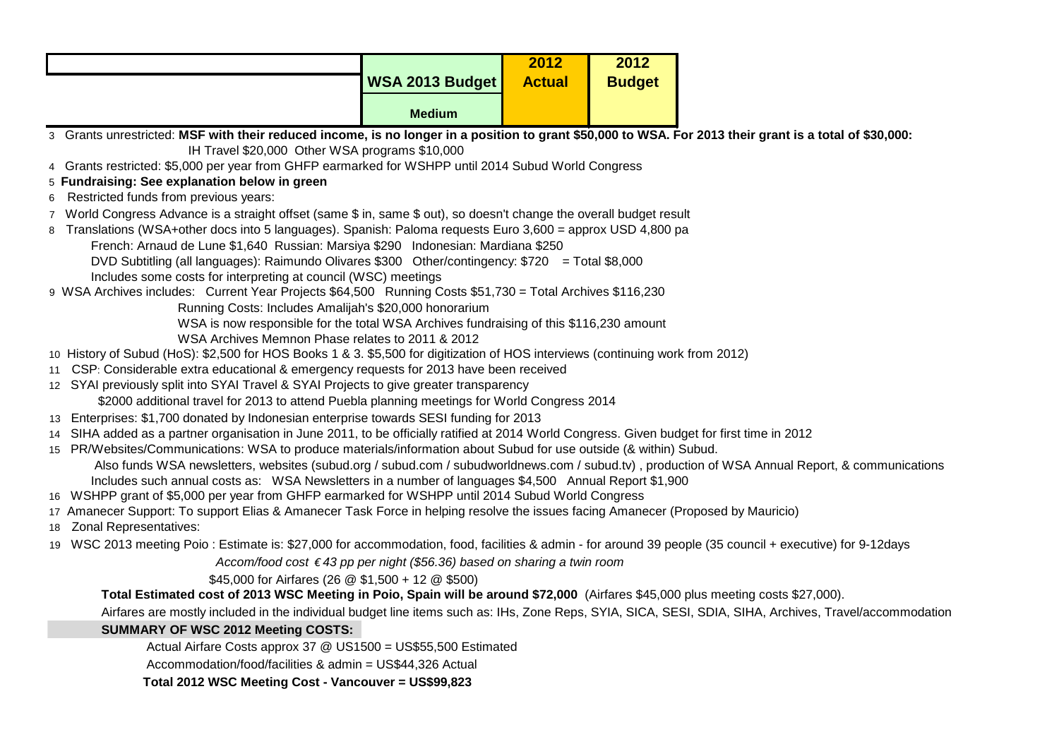| | WSA 2013 Budget | 2012 Actual | 2012 Budget |
|---|---|---|---|
| | Medium | | |

3 Grants unrestricted: **MSF with their reduced income, is no longer in a position to grant $50,000 to WSA. For 2013 their grant is a total of $30,000:**

IH Travel $20,000 Other WSA programs $10,000

4 Grants restricted: $5,000 per year from GHFP earmarked for WSHPP until 2014 Subud World Congress

5 **Fundraising: See explanation below in green**

6 Restricted funds from previous years:

7 World Congress Advance is a straight offset (same $ in, same $ out), so doesn't change the overall budget result

8 Translations (WSA+other docs into 5 languages). Spanish: Paloma requests Euro 3,600 = approx USD 4,800 pa

French: Arnaud de Lune $1,640 Russian: Marsiya $290 Indonesian: Mardiana $250

DVD Subtitling (all languages): Raimundo Olivares $300 Other/contingency: $720 = Total $8,000

Includes some costs for interpreting at council (WSC) meetings

9 WSA Archives includes: Current Year Projects $64,500 Running Costs $51,730 = Total Archives $116,230

Running Costs: Includes Amalijah's $20,000 honorarium

WSA is now responsible for the total WSA Archives fundraising of this $116,230 amount

WSA Archives Memnon Phase relates to 2011 & 2012

10 History of Subud (HoS): $2,500 for HOS Books 1 & 3. $5,500 for digitization of HOS interviews (continuing work from 2012)

11 CSP: Considerable extra educational & emergency requests for 2013 have been received

12 SYAI previously split into SYAI Travel & SYAI Projects to give greater transparency

$2000 additional travel for 2013 to attend Puebla planning meetings for World Congress 2014

13 Enterprises: $1,700 donated by Indonesian enterprise towards SESI funding for 2013

14 SIHA added as a partner organisation in June 2011, to be officially ratified at 2014 World Congress. Given budget for first time in 2012

15 PR/Websites/Communications: WSA to produce materials/information about Subud for use outside (& within) Subud.

Also funds WSA newsletters, websites (subud.org / subud.com / subudworldnews.com / subud.tv) , production of WSA Annual Report, & communications

Includes such annual costs as: WSA Newsletters in a number of languages $4,500 Annual Report $1,900

16 WSHPP grant of $5,000 per year from GHFP earmarked for WSHPP until 2014 Subud World Congress

17 Amanecer Support: To support Elias & Amanecer Task Force in helping resolve the issues facing Amanecer (Proposed by Mauricio)

18 Zonal Representatives:

19 WSC 2013 meeting Poio : Estimate is: $27,000 for accommodation, food, facilities & admin - for around 39 people (35 council + executive) for 9-12days

*Accom/food cost €43 pp per night ($56.36) based on sharing a twin room*

$45,000 for Airfares (26 @ $1,500 + 12 @ $500)

**Total Estimated cost of 2013 WSC Meeting in Poio, Spain will be around $72,000** (Airfares $45,000 plus meeting costs $27,000).

Airfares are mostly included in the individual budget line items such as: IHs, Zone Reps, SYIA, SICA, SESI, SDIA, SIHA, Archives, Travel/accommodation

**SUMMARY OF WSC 2012 Meeting COSTS:**

Actual Airfare Costs approx 37 @ US1500 = US$55,500 Estimated

Accommodation/food/facilities & admin = US$44,326 Actual

**Total 2012 WSC Meeting Cost - Vancouver = US$99,823**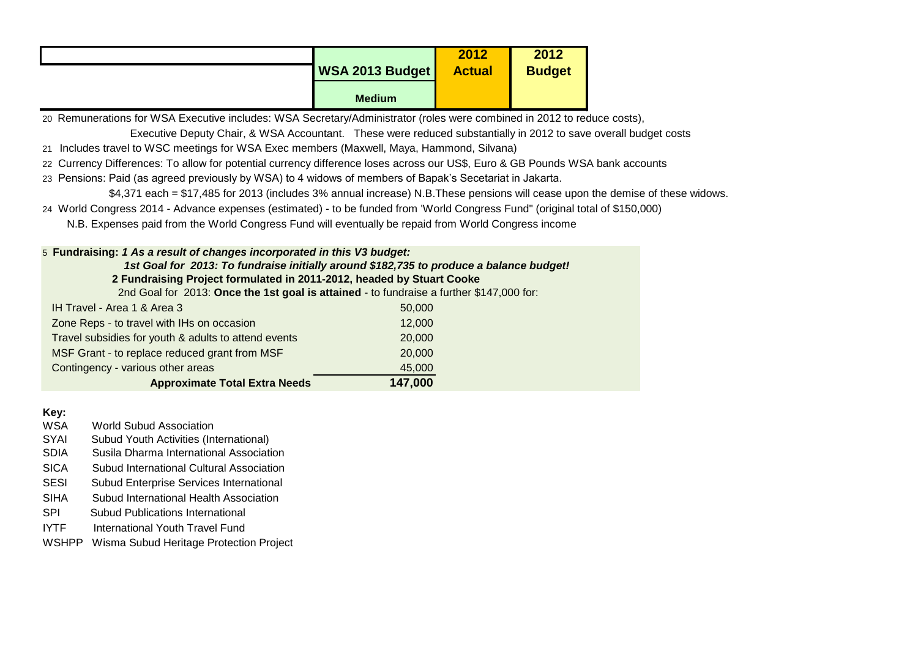| | WSA 2013 Budget | 2012 Actual | 2012 Budget |
|---|---|---|---|
| | Medium | | |

20 Remunerations for WSA Executive includes: WSA Secretary/Administrator (roles were combined in 2012 to reduce costs), Executive Deputy Chair, & WSA Accountant. These were reduced substantially in 2012 to save overall budget costs

21 Includes travel to WSC meetings for WSA Exec members (Maxwell, Maya, Hammond, Silvana)

22 Currency Differences: To allow for potential currency difference loses across our US$, Euro & GB Pounds WSA bank accounts

23 Pensions: Paid (as agreed previously by WSA) to 4 widows of members of Bapak's Secetariat in Jakarta. $4,371 each = $17,485 for 2013 (includes 3% annual increase) N.B.These pensions will cease upon the demise of these widows.

24 World Congress 2014 - Advance expenses (estimated) - to be funded from 'World Congress Fund" (original total of $150,000)
N.B. Expenses paid from the World Congress Fund will eventually be repaid from World Congress income

5 **Fundraising:** ***1 As a result of changes incorporated in this V3 budget:***

***1st Goal for 2013: To fundraise initially around $182,735 to produce a balance budget!***

**2 Fundraising Project formulated in 2011-2012, headed by Stuart Cooke**

2nd Goal for 2013: **Once the 1st goal is attained** - to fundraise a further $147,000 for:

| | |
|---|---|
| IH Travel - Area 1 & Area 3 | 50,000 |
| Zone Reps - to travel with IHs on occasion | 12,000 |
| Travel subsidies for youth & adults to attend events | 20,000 |
| MSF Grant - to replace reduced grant from MSF | 20,000 |
| Contingency - various other areas | 45,000 |
| **Approximate Total Extra Needs** | **147,000** |

**Key:**

- WSA World Subud Association
- SYAI Subud Youth Activities (International)
- SDIA Susila Dharma International Association
- SICA Subud International Cultural Association
- SESI Subud Enterprise Services International
- SIHA Subud International Health Association
- SPI Subud Publications International
- IYTF International Youth Travel Fund
- WSHPP Wisma Subud Heritage Protection Project